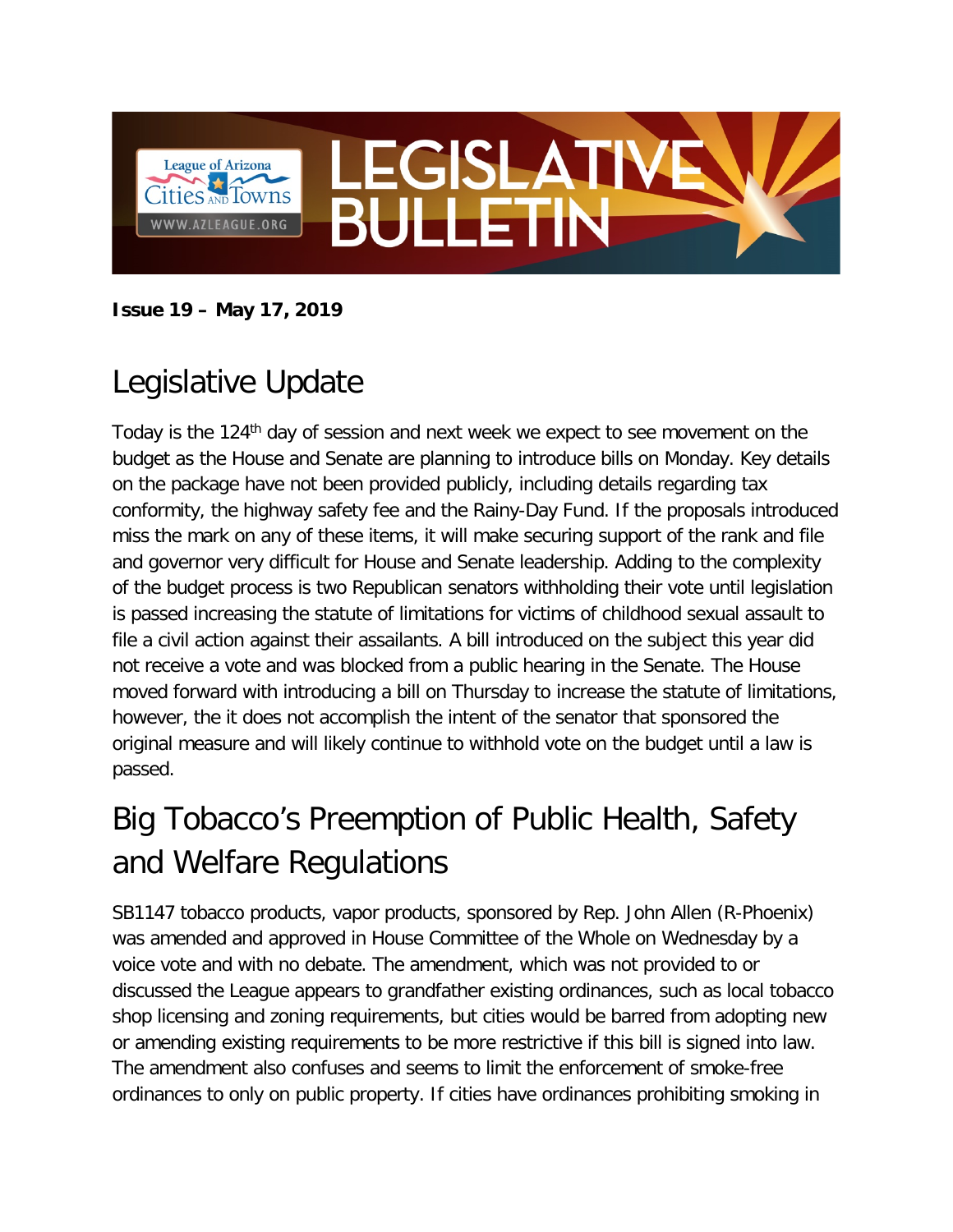# LEGISLATIVE BULLETIN

League of Arizona Cities and Towns
WWW.AZLEAGUE.ORG

**Issue 19 – May 17, 2019**

## Legislative Update

Today is the 124th day of session and next week we expect to see movement on the budget as the House and Senate are planning to introduce bills on Monday. Key details on the package have not been provided publicly, including details regarding tax conformity, the highway safety fee and the Rainy-Day Fund. If the proposals introduced miss the mark on any of these items, it will make securing support of the rank and file and governor very difficult for House and Senate leadership. Adding to the complexity of the budget process is two Republican senators withholding their vote until legislation is passed increasing the statute of limitations for victims of childhood sexual assault to file a civil action against their assailants. A bill introduced on the subject this year did not receive a vote and was blocked from a public hearing in the Senate. The House moved forward with introducing a bill on Thursday to increase the statute of limitations, however, the it does not accomplish the intent of the senator that sponsored the original measure and will likely continue to withhold vote on the budget until a law is passed.

## Big Tobacco's Preemption of Public Health, Safety and Welfare Regulations

SB1147 tobacco products, vapor products, sponsored by Rep. John Allen (R-Phoenix) was amended and approved in House Committee of the Whole on Wednesday by a voice vote and with no debate. The amendment, which was not provided to or discussed the League appears to grandfather existing ordinances, such as local tobacco shop licensing and zoning requirements, but cities would be barred from adopting new or amending existing requirements to be more restrictive if this bill is signed into law. The amendment also confuses and seems to limit the enforcement of smoke-free ordinances to only on public property. If cities have ordinances prohibiting smoking in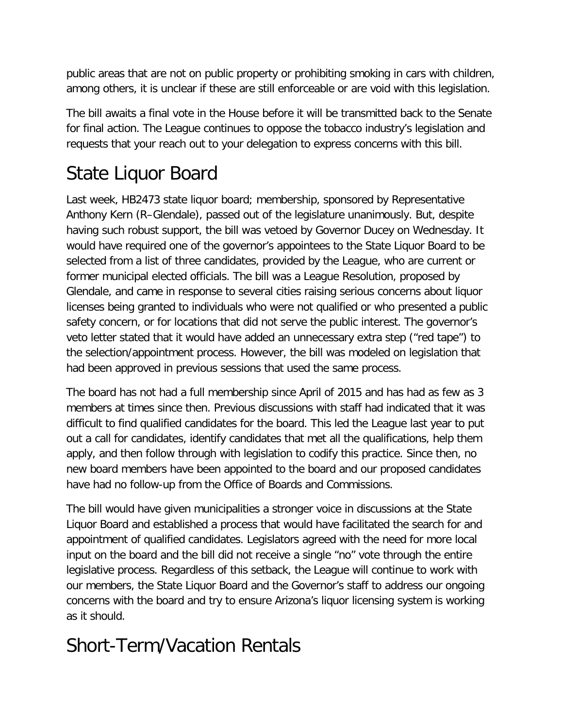public areas that are not on public property or prohibiting smoking in cars with children, among others, it is unclear if these are still enforceable or are void with this legislation.

The bill awaits a final vote in the House before it will be transmitted back to the Senate for final action. The League continues to oppose the tobacco industry's legislation and requests that your reach out to your delegation to express concerns with this bill.

# State Liquor Board

Last week, HB2473 state liquor board; membership, sponsored by Representative Anthony Kern (R–Glendale), passed out of the legislature unanimously. But, despite having such robust support, the bill was vetoed by Governor Ducey on Wednesday. It would have required one of the governor's appointees to the State Liquor Board to be selected from a list of three candidates, provided by the League, who are current or former municipal elected officials. The bill was a League Resolution, proposed by Glendale, and came in response to several cities raising serious concerns about liquor licenses being granted to individuals who were not qualified or who presented a public safety concern, or for locations that did not serve the public interest. The governor's veto letter stated that it would have added an unnecessary extra step ("red tape") to the selection/appointment process. However, the bill was modeled on legislation that had been approved in previous sessions that used the same process.

The board has not had a full membership since April of 2015 and has had as few as 3 members at times since then. Previous discussions with staff had indicated that it was difficult to find qualified candidates for the board. This led the League last year to put out a call for candidates, identify candidates that met all the qualifications, help them apply, and then follow through with legislation to codify this practice. Since then, no new board members have been appointed to the board and our proposed candidates have had no follow-up from the Office of Boards and Commissions.

The bill would have given municipalities a stronger voice in discussions at the State Liquor Board and established a process that would have facilitated the search for and appointment of qualified candidates. Legislators agreed with the need for more local input on the board and the bill did not receive a single "no" vote through the entire legislative process. Regardless of this setback, the League will continue to work with our members, the State Liquor Board and the Governor's staff to address our ongoing concerns with the board and try to ensure Arizona's liquor licensing system is working as it should.

# Short-Term/Vacation Rentals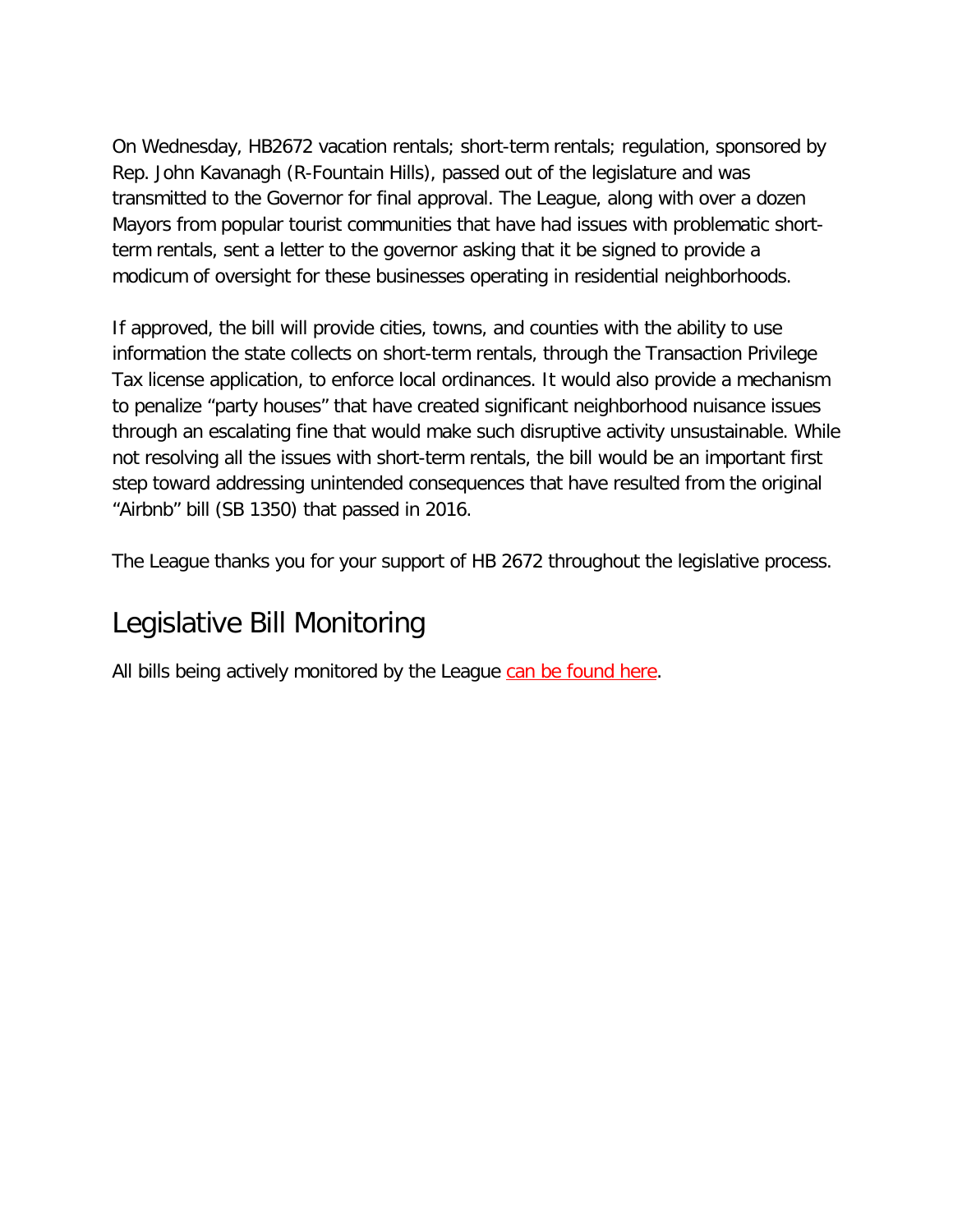On Wednesday, HB2672 vacation rentals; short-term rentals; regulation, sponsored by Rep. John Kavanagh (R-Fountain Hills), passed out of the legislature and was transmitted to the Governor for final approval. The League, along with over a dozen Mayors from popular tourist communities that have had issues with problematic short-term rentals, sent a letter to the governor asking that it be signed to provide a modicum of oversight for these businesses operating in residential neighborhoods.

If approved, the bill will provide cities, towns, and counties with the ability to use information the state collects on short-term rentals, through the Transaction Privilege Tax license application, to enforce local ordinances. It would also provide a mechanism to penalize "party houses" that have created significant neighborhood nuisance issues through an escalating fine that would make such disruptive activity unsustainable. While not resolving all the issues with short-term rentals, the bill would be an important first step toward addressing unintended consequences that have resulted from the original "Airbnb" bill (SB 1350) that passed in 2016.

The League thanks you for your support of HB 2672 throughout the legislative process.

## Legislative Bill Monitoring

All bills being actively monitored by the League can be found here.